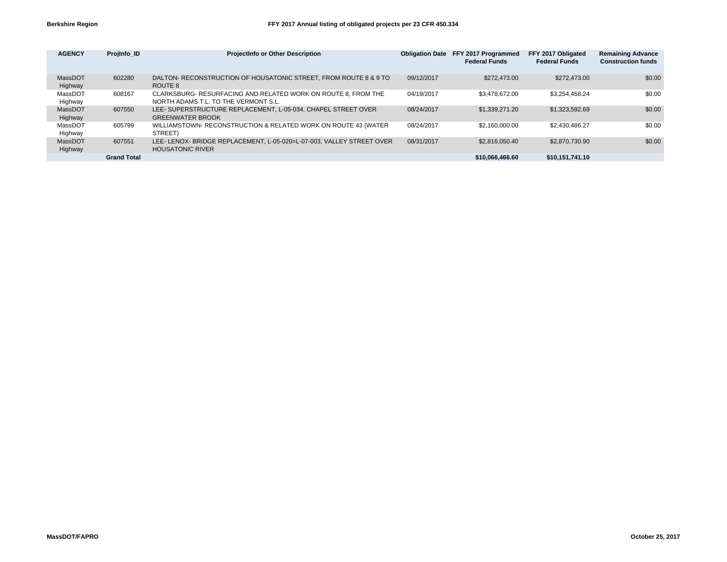**Berkshire Region**

**FFY 2017 Annual listing of obligated projects per 23 CFR 450.334**

| AGENCY | ProjInfo_ID | ProjectInfo or Other Description | Obligation Date | FFY 2017 Programmed Federal Funds | FFY 2017 Obligated Federal Funds | Remaining Advance Construction funds |
|---|---|---|---|---|---|---|
| MassDOT Highway | 602280 | DALTON- RECONSTRUCTION OF HOUSATONIC STREET, FROM ROUTE 8 & 9 TO ROUTE 8 | 09/12/2017 | $272,473.00 | $272,473.00 | $0.00 |
| MassDOT Highway | 608167 | CLARKSBURG- RESURFACING AND RELATED WORK ON ROUTE 8, FROM THE NORTH ADAMS T.L. TO THE VERMONT S.L. | 04/19/2017 | $3,478,672.00 | $3,254,458.24 | $0.00 |
| MassDOT Highway | 607550 | LEE- SUPERSTRUCTURE REPLACEMENT, L-05-034, CHAPEL STREET OVER GREENWATER BROOK | 08/24/2017 | $1,339,271.20 | $1,323,592.69 | $0.00 |
| MassDOT Highway | 605799 | WILLIAMSTOWN- RECONSTRUCTION & RELATED WORK ON ROUTE 43 (WATER STREET) | 08/24/2017 | $2,160,000.00 | $2,430,486.27 | $0.00 |
| MassDOT Highway | 607551 | LEE- LENOX- BRIDGE REPLACEMENT, L-05-020=L-07-003, VALLEY STREET OVER HOUSATONIC RIVER | 08/31/2017 | $2,816,050.40 | $2,870,730.90 | $0.00 |
| | **Grand Total** | | | **$10,066,466.60** | **$10,151,741.10** | |

**MassDOT/FAPRO** **October 25, 2017**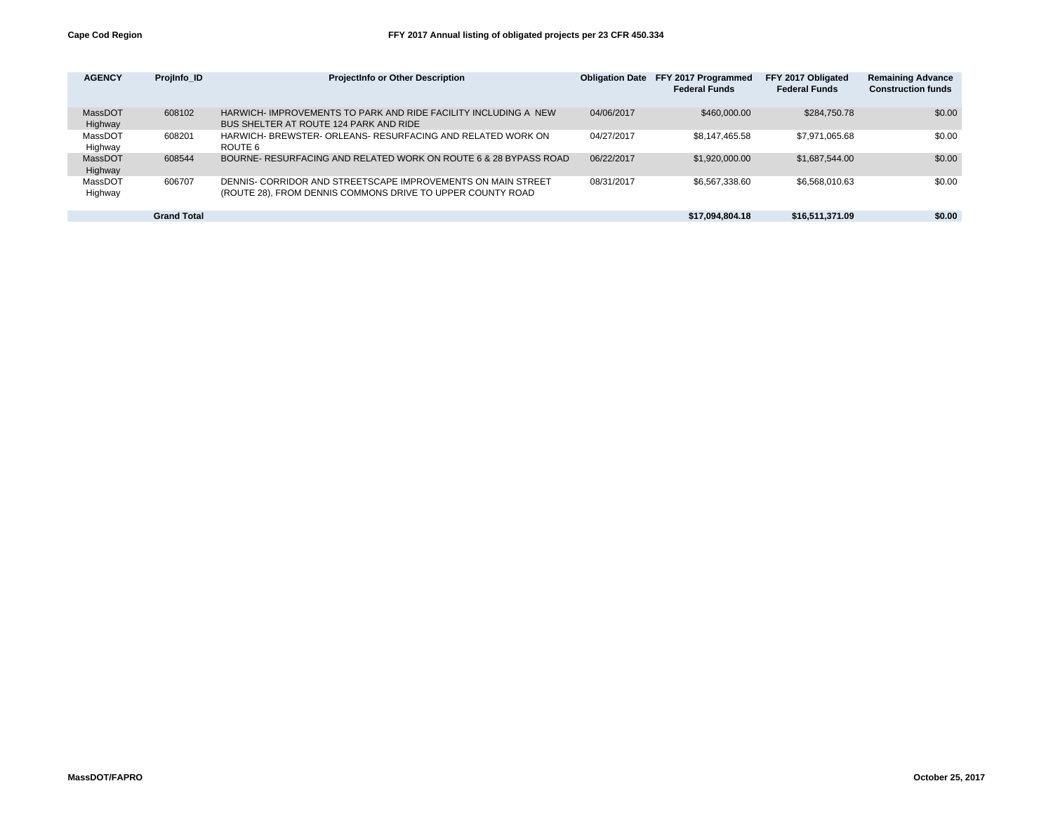**Cape Cod Region** | **FFY 2017 Annual listing of obligated projects per 23 CFR 450.334**

| AGENCY | ProjInfo_ID | ProjectInfo or Other Description | Obligation Date | FFY 2017 Programmed Federal Funds | FFY 2017 Obligated Federal Funds | Remaining Advance Construction funds |
|---|---|---|---|---|---|---|
| MassDOT Highway | 608102 | HARWICH- IMPROVEMENTS TO PARK AND RIDE FACILITY INCLUDING A NEW BUS SHELTER AT ROUTE 124 PARK AND RIDE | 04/06/2017 | $460,000.00 | $284,750.78 | $0.00 |
| MassDOT Highway | 608201 | HARWICH- BREWSTER- ORLEANS- RESURFACING AND RELATED WORK ON ROUTE 6 | 04/27/2017 | $8,147,465.58 | $7,971,065.68 | $0.00 |
| MassDOT Highway | 608544 | BOURNE- RESURFACING AND RELATED WORK ON ROUTE 6 & 28 BYPASS ROAD | 06/22/2017 | $1,920,000.00 | $1,687,544.00 | $0.00 |
| MassDOT Highway | 606707 | DENNIS- CORRIDOR AND STREETSCAPE IMPROVEMENTS ON MAIN STREET (ROUTE 28), FROM DENNIS COMMONS DRIVE TO UPPER COUNTY ROAD | 08/31/2017 | $6,567,338.60 | $6,568,010.63 | $0.00 |
| | **Grand Total** | | | **$17,094,804.18** | **$16,511,371.09** | **$0.00** |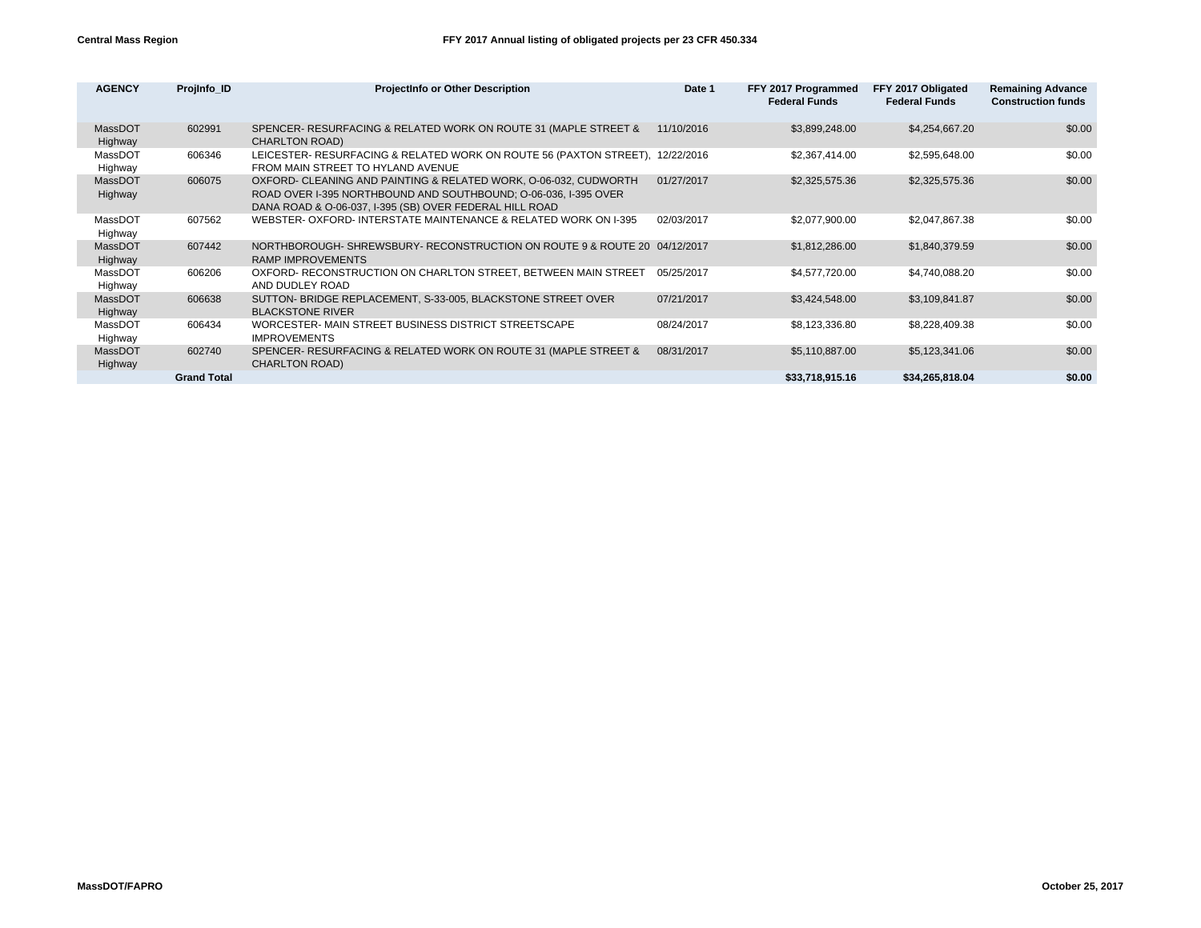**Central Mass Region** **FFY 2017 Annual listing of obligated projects per 23 CFR 450.334**

| AGENCY | ProjInfo_ID | ProjectInfo or Other Description | Date 1 | FFY 2017 Programmed Federal Funds | FFY 2017 Obligated Federal Funds | Remaining Advance Construction funds |
|---|---|---|---|---|---|---|
| MassDOT Highway | 602991 | SPENCER- RESURFACING & RELATED WORK ON ROUTE 31 (MAPLE STREET & CHARLTON ROAD) | 11/10/2016 | $3,899,248.00 | $4,254,667.20 | $0.00 |
| MassDOT Highway | 606346 | LEICESTER- RESURFACING & RELATED WORK ON ROUTE 56 (PAXTON STREET), FROM MAIN STREET TO HYLAND AVENUE | 12/22/2016 | $2,367,414.00 | $2,595,648.00 | $0.00 |
| MassDOT Highway | 606075 | OXFORD- CLEANING AND PAINTING & RELATED WORK, O-06-032, CUDWORTH ROAD OVER I-395 NORTHBOUND AND SOUTHBOUND; O-06-036, I-395 OVER DANA ROAD & O-06-037, I-395 (SB) OVER FEDERAL HILL ROAD | 01/27/2017 | $2,325,575.36 | $2,325,575.36 | $0.00 |
| MassDOT Highway | 607562 | WEBSTER- OXFORD- INTERSTATE MAINTENANCE & RELATED WORK ON I-395 | 02/03/2017 | $2,077,900.00 | $2,047,867.38 | $0.00 |
| MassDOT Highway | 607442 | NORTHBOROUGH- SHREWSBURY- RECONSTRUCTION ON ROUTE 9 & ROUTE 20 RAMP IMPROVEMENTS | 04/12/2017 | $1,812,286.00 | $1,840,379.59 | $0.00 |
| MassDOT Highway | 606206 | OXFORD- RECONSTRUCTION ON CHARLTON STREET, BETWEEN MAIN STREET AND DUDLEY ROAD | 05/25/2017 | $4,577,720.00 | $4,740,088.20 | $0.00 |
| MassDOT Highway | 606638 | SUTTON- BRIDGE REPLACEMENT, S-33-005, BLACKSTONE STREET OVER BLACKSTONE RIVER | 07/21/2017 | $3,424,548.00 | $3,109,841.87 | $0.00 |
| MassDOT Highway | 606434 | WORCESTER- MAIN STREET BUSINESS DISTRICT STREETSCAPE IMPROVEMENTS | 08/24/2017 | $8,123,336.80 | $8,228,409.38 | $0.00 |
| MassDOT Highway | 602740 | SPENCER- RESURFACING & RELATED WORK ON ROUTE 31 (MAPLE STREET & CHARLTON ROAD) | 08/31/2017 | $5,110,887.00 | $5,123,341.06 | $0.00 |
| | **Grand Total** | | | **$33,718,915.16** | **$34,265,818.04** | **$0.00** |

**MassDOT/FAPRO** **October 25, 2017**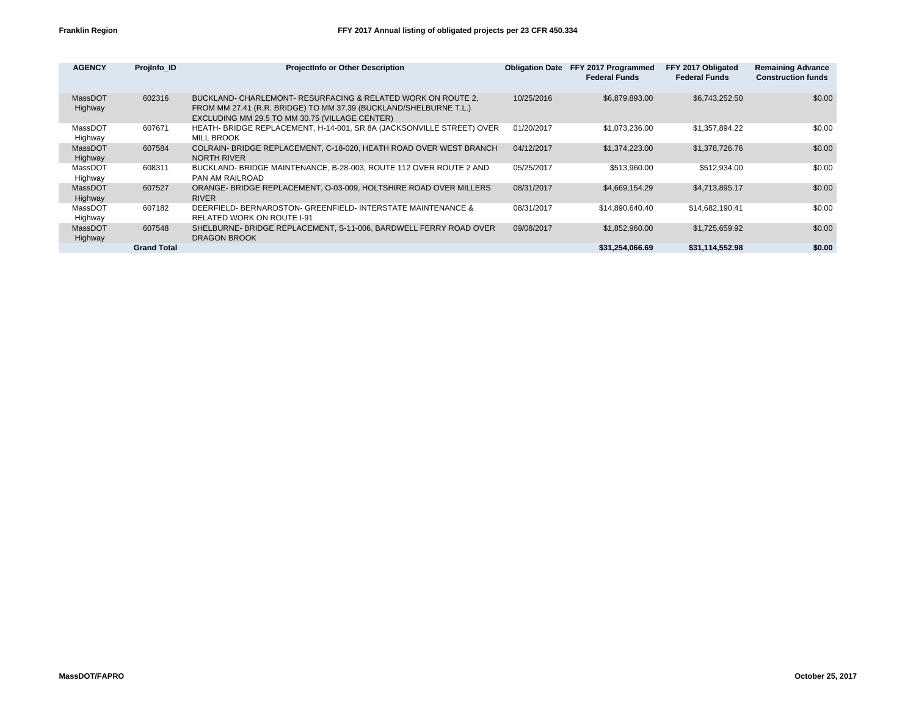**Franklin Region**

**FFY 2017 Annual listing of obligated projects per 23 CFR 450.334**

| AGENCY | ProjInfo_ID | ProjectInfo or Other Description | Obligation Date | FFY 2017 Programmed Federal Funds | FFY 2017 Obligated Federal Funds | Remaining Advance Construction funds |
|---|---|---|---|---|---|---|
| MassDOT Highway | 602316 | BUCKLAND- CHARLEMONT- RESURFACING & RELATED WORK ON ROUTE 2, FROM MM 27.41 (R.R. BRIDGE) TO MM 37.39 (BUCKLAND/SHELBURNE T.L.) EXCLUDING MM 29.5 TO MM 30.75 (VILLAGE CENTER) | 10/25/2016 | $6,879,893.00 | $6,743,252.50 | $0.00 |
| MassDOT Highway | 607671 | HEATH- BRIDGE REPLACEMENT, H-14-001, SR 8A (JACKSONVILLE STREET) OVER MILL BROOK | 01/20/2017 | $1,073,236.00 | $1,357,894.22 | $0.00 |
| MassDOT Highway | 607584 | COLRAIN- BRIDGE REPLACEMENT, C-18-020, HEATH ROAD OVER WEST BRANCH NORTH RIVER | 04/12/2017 | $1,374,223.00 | $1,378,726.76 | $0.00 |
| MassDOT Highway | 608311 | BUCKLAND- BRIDGE MAINTENANCE, B-28-003, ROUTE 112 OVER ROUTE 2 AND PAN AM RAILROAD | 05/25/2017 | $513,960.00 | $512,934.00 | $0.00 |
| MassDOT Highway | 607527 | ORANGE- BRIDGE REPLACEMENT, O-03-009, HOLTSHIRE ROAD OVER MILLERS RIVER | 08/31/2017 | $4,669,154.29 | $4,713,895.17 | $0.00 |
| MassDOT Highway | 607182 | DEERFIELD- BERNARDSTON- GREENFIELD- INTERSTATE MAINTENANCE & RELATED WORK ON ROUTE I-91 | 08/31/2017 | $14,890,640.40 | $14,682,190.41 | $0.00 |
| MassDOT Highway | 607548 | SHELBURNE- BRIDGE REPLACEMENT, S-11-006, BARDWELL FERRY ROAD OVER DRAGON BROOK | 09/08/2017 | $1,852,960.00 | $1,725,659.92 | $0.00 |
| | **Grand Total** | | | **$31,254,066.69** | **$31,114,552.98** | **$0.00** |

**MassDOT/FAPRO** **October 25, 2017**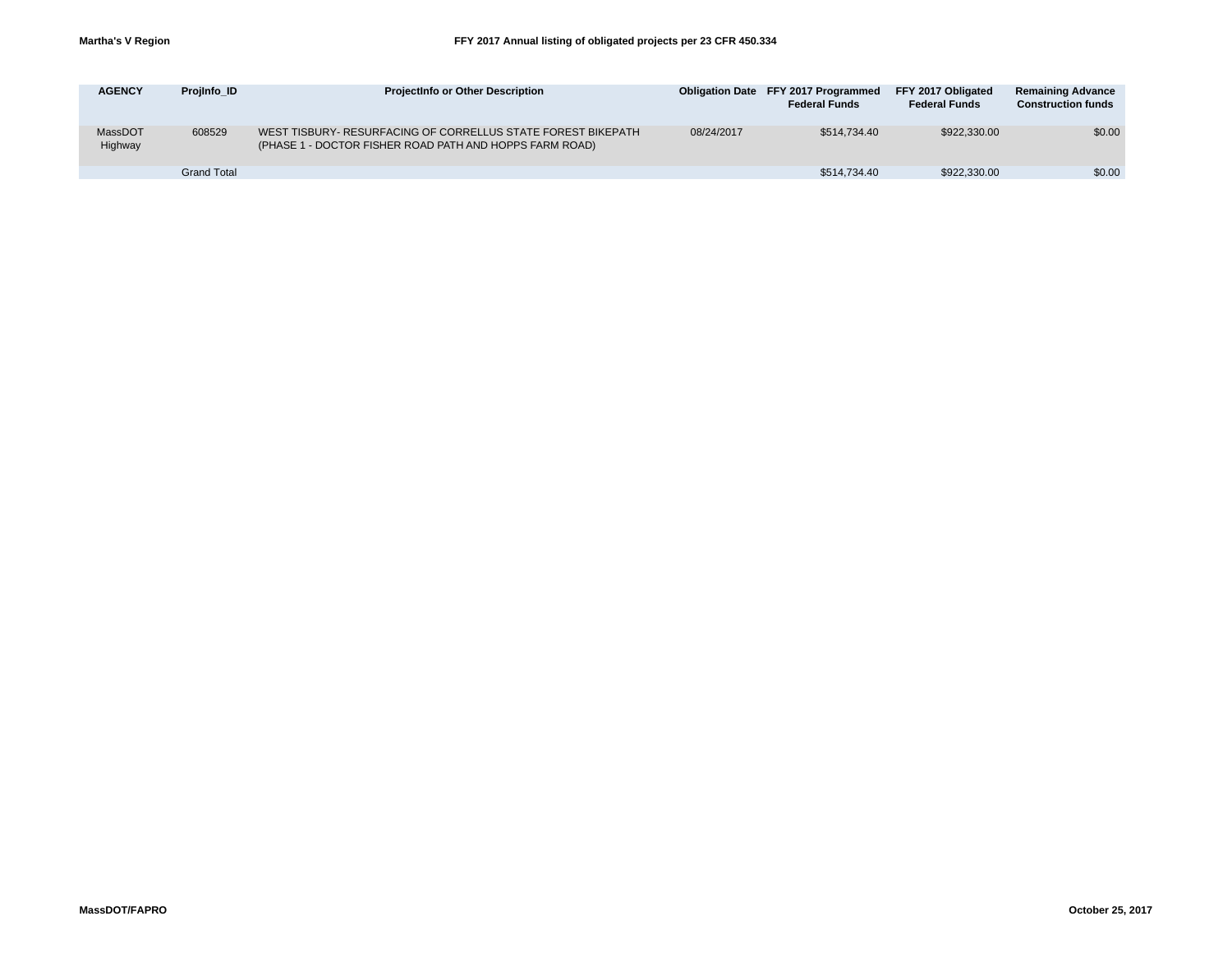**Martha's V Region** **FFY 2017 Annual listing of obligated projects per 23 CFR 450.334**

| AGENCY | ProjInfo_ID | ProjectInfo or Other Description | Obligation Date | FFY 2017 Programmed Federal Funds | FFY 2017 Obligated Federal Funds | Remaining Advance Construction funds |
|---|---|---|---|---|---|---|
| MassDOT Highway | 608529 | WEST TISBURY- RESURFACING OF CORRELLUS STATE FOREST BIKEPATH (PHASE 1 - DOCTOR FISHER ROAD PATH AND HOPPS FARM ROAD) | 08/24/2017 | $514,734.40 | $922,330.00 | $0.00 |
| | Grand Total | | | $514,734.40 | $922,330.00 | $0.00 |

**MassDOT/FAPRO** **October 25, 2017**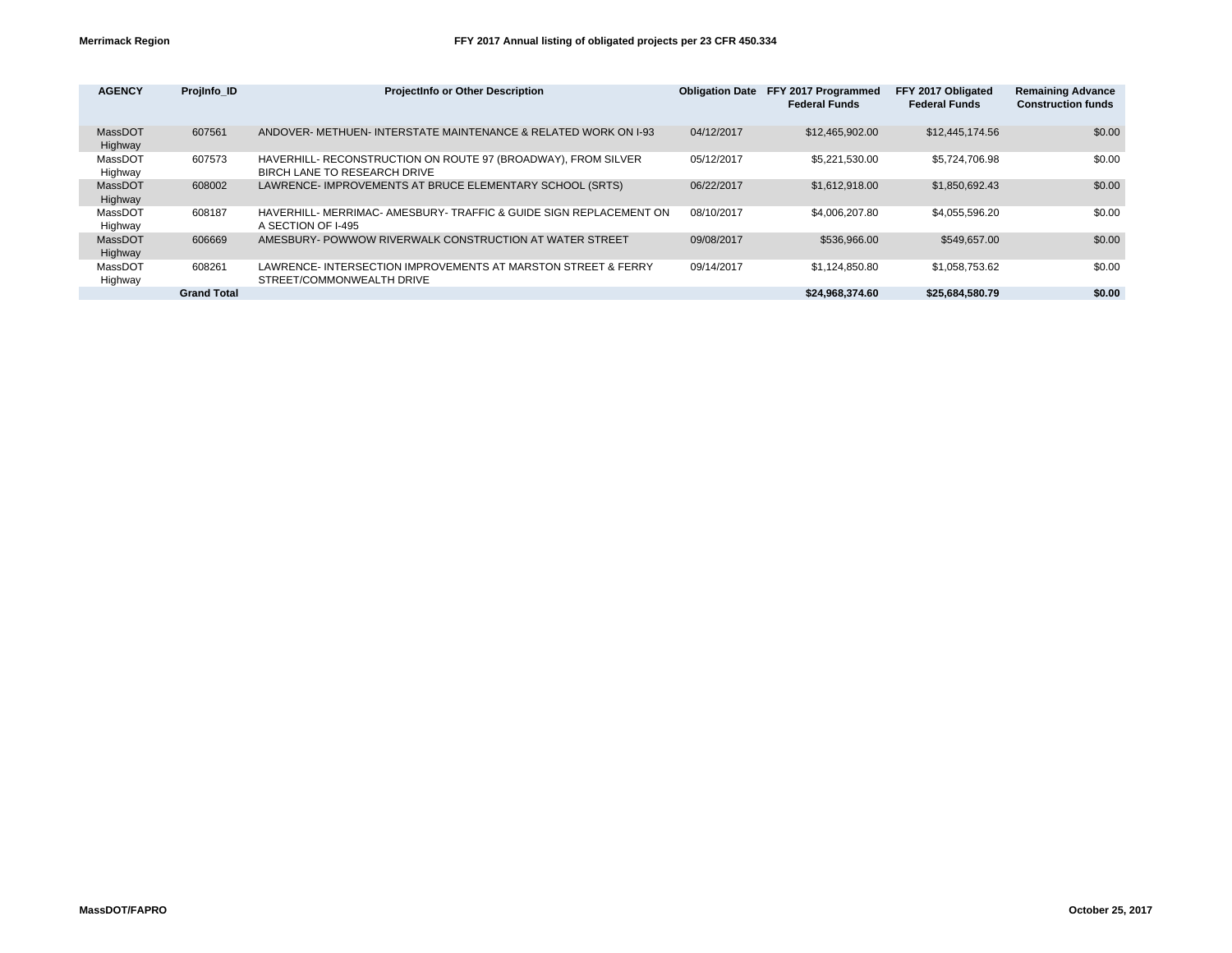**Merrimack Region** | **FFY 2017 Annual listing of obligated projects per 23 CFR 450.334**

| AGENCY | ProjInfo_ID | ProjectInfo or Other Description | Obligation Date | FFY 2017 Programmed Federal Funds | FFY 2017 Obligated Federal Funds | Remaining Advance Construction funds |
|---|---|---|---|---|---|---|
| MassDOT Highway | 607561 | ANDOVER- METHUEN- INTERSTATE MAINTENANCE & RELATED WORK ON I-93 | 04/12/2017 | $12,465,902.00 | $12,445,174.56 | $0.00 |
| MassDOT Highway | 607573 | HAVERHILL- RECONSTRUCTION ON ROUTE 97 (BROADWAY), FROM SILVER BIRCH LANE TO RESEARCH DRIVE | 05/12/2017 | $5,221,530.00 | $5,724,706.98 | $0.00 |
| MassDOT Highway | 608002 | LAWRENCE- IMPROVEMENTS AT BRUCE ELEMENTARY SCHOOL (SRTS) | 06/22/2017 | $1,612,918.00 | $1,850,692.43 | $0.00 |
| MassDOT Highway | 608187 | HAVERHILL- MERRIMAC- AMESBURY- TRAFFIC & GUIDE SIGN REPLACEMENT ON A SECTION OF I-495 | 08/10/2017 | $4,006,207.80 | $4,055,596.20 | $0.00 |
| MassDOT Highway | 606669 | AMESBURY- POWWOW RIVERWALK CONSTRUCTION AT WATER STREET | 09/08/2017 | $536,966.00 | $549,657.00 | $0.00 |
| MassDOT Highway | 608261 | LAWRENCE- INTERSECTION IMPROVEMENTS AT MARSTON STREET & FERRY STREET/COMMONWEALTH DRIVE | 09/14/2017 | $1,124,850.80 | $1,058,753.62 | $0.00 |
| | **Grand Total** | | | **$24,968,374.60** | **$25,684,580.79** | **$0.00** |

**MassDOT/FAPRO** | **October 25, 2017**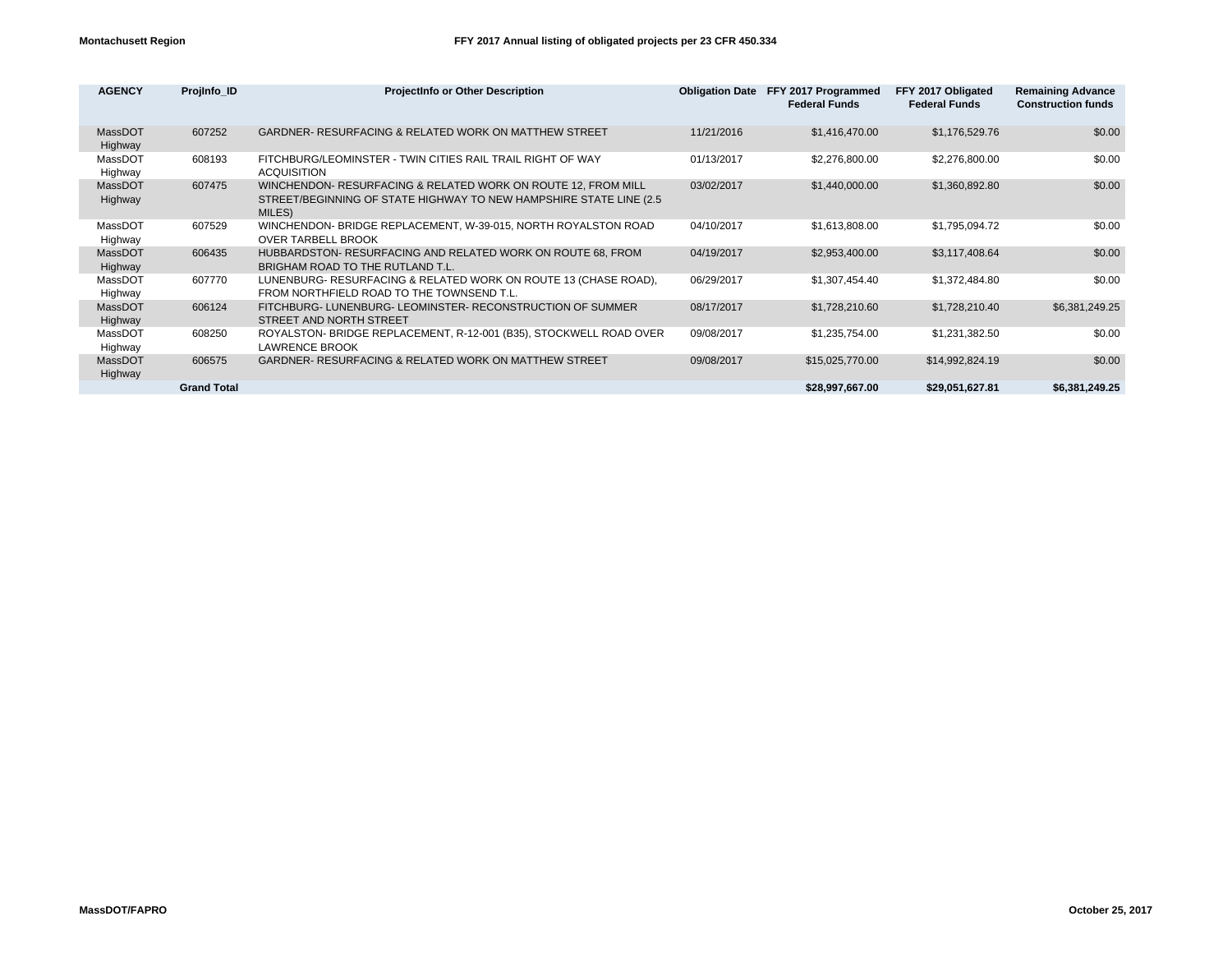**Montachusett Region** **FFY 2017 Annual listing of obligated projects per 23 CFR 450.334**

| AGENCY | ProjInfo_ID | ProjectInfo or Other Description | Obligation Date | FFY 2017 Programmed Federal Funds | FFY 2017 Obligated Federal Funds | Remaining Advance Construction funds |
|---|---|---|---|---|---|---|
| MassDOT Highway | 607252 | GARDNER- RESURFACING & RELATED WORK ON MATTHEW STREET | 11/21/2016 | $1,416,470.00 | $1,176,529.76 | $0.00 |
| MassDOT Highway | 608193 | FITCHBURG/LEOMINSTER - TWIN CITIES RAIL TRAIL RIGHT OF WAY ACQUISITION | 01/13/2017 | $2,276,800.00 | $2,276,800.00 | $0.00 |
| MassDOT Highway | 607475 | WINCHENDON- RESURFACING & RELATED WORK ON ROUTE 12, FROM MILL STREET/BEGINNING OF STATE HIGHWAY TO NEW HAMPSHIRE STATE LINE (2.5 MILES) | 03/02/2017 | $1,440,000.00 | $1,360,892.80 | $0.00 |
| MassDOT Highway | 607529 | WINCHENDON- BRIDGE REPLACEMENT, W-39-015, NORTH ROYALSTON ROAD OVER TARBELL BROOK | 04/10/2017 | $1,613,808.00 | $1,795,094.72 | $0.00 |
| MassDOT Highway | 606435 | HUBBARDSTON- RESURFACING AND RELATED WORK ON ROUTE 68, FROM BRIGHAM ROAD TO THE RUTLAND T.L. | 04/19/2017 | $2,953,400.00 | $3,117,408.64 | $0.00 |
| MassDOT Highway | 607770 | LUNENBURG- RESURFACING & RELATED WORK ON ROUTE 13 (CHASE ROAD), FROM NORTHFIELD ROAD TO THE TOWNSEND T.L. | 06/29/2017 | $1,307,454.40 | $1,372,484.80 | $0.00 |
| MassDOT Highway | 606124 | FITCHBURG- LUNENBURG- LEOMINSTER- RECONSTRUCTION OF SUMMER STREET AND NORTH STREET | 08/17/2017 | $1,728,210.60 | $1,728,210.40 | $6,381,249.25 |
| MassDOT Highway | 608250 | ROYALSTON- BRIDGE REPLACEMENT, R-12-001 (B35), STOCKWELL ROAD OVER LAWRENCE BROOK | 09/08/2017 | $1,235,754.00 | $1,231,382.50 | $0.00 |
| MassDOT Highway | 606575 | GARDNER- RESURFACING & RELATED WORK ON MATTHEW STREET | 09/08/2017 | $15,025,770.00 | $14,992,824.19 | $0.00 |
| | **Grand Total** | | | **$28,997,667.00** | **$29,051,627.81** | **$6,381,249.25** |

**MassDOT/FAPRO** **October 25, 2017**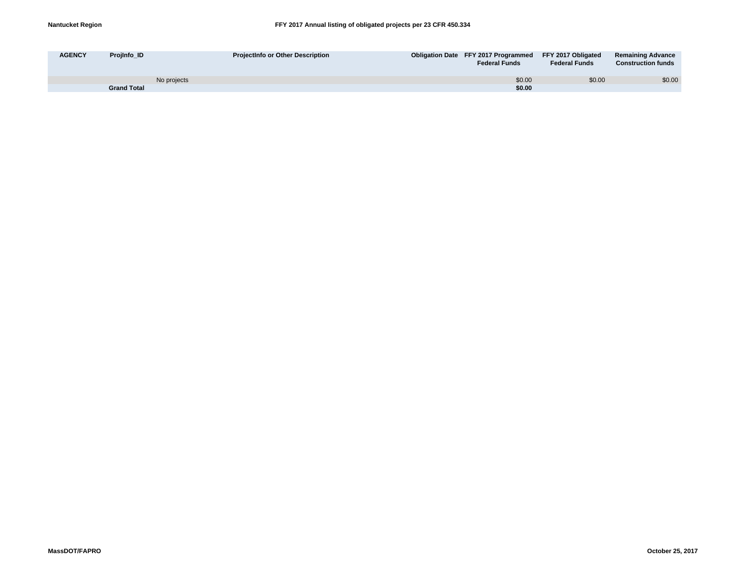**Nantucket Region** **FFY 2017 Annual listing of obligated projects per 23 CFR 450.334**

| AGENCY | ProjInfo_ID | ProjectInfo or Other Description | Obligation Date | FFY 2017 Programmed Federal Funds | FFY 2017 Obligated Federal Funds | Remaining Advance Construction funds |
|---|---|---|---|---|---|---|
| | No projects | | | $0.00 | $0.00 | $0.00 |
| | **Grand Total** | | | **$0.00** | | |

**MassDOT/FAPRO** **October 25, 2017**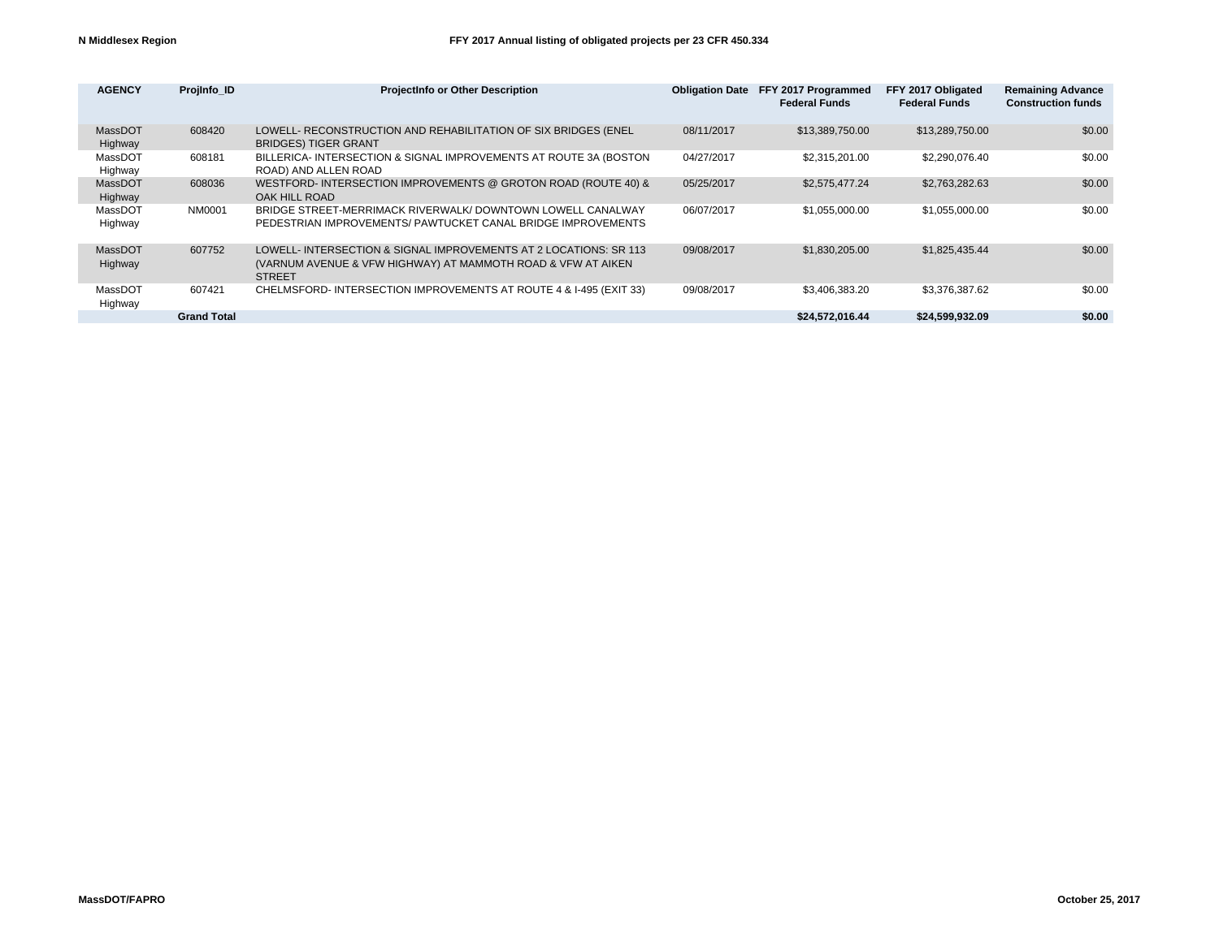**N Middlesex Region** **FFY 2017 Annual listing of obligated projects per 23 CFR 450.334**

| AGENCY | ProjInfo_ID | ProjectInfo or Other Description | Obligation Date | FFY 2017 Programmed Federal Funds | FFY 2017 Obligated Federal Funds | Remaining Advance Construction funds |
|---|---|---|---|---|---|---|
| MassDOT Highway | 608420 | LOWELL- RECONSTRUCTION AND REHABILITATION OF SIX BRIDGES (ENEL BRIDGES) TIGER GRANT | 08/11/2017 | $13,389,750.00 | $13,289,750.00 | $0.00 |
| MassDOT Highway | 608181 | BILLERICA- INTERSECTION & SIGNAL IMPROVEMENTS AT ROUTE 3A (BOSTON ROAD) AND ALLEN ROAD | 04/27/2017 | $2,315,201.00 | $2,290,076.40 | $0.00 |
| MassDOT Highway | 608036 | WESTFORD- INTERSECTION IMPROVEMENTS @ GROTON ROAD (ROUTE 40) & OAK HILL ROAD | 05/25/2017 | $2,575,477.24 | $2,763,282.63 | $0.00 |
| MassDOT Highway | NM0001 | BRIDGE STREET-MERRIMACK RIVERWALK/ DOWNTOWN LOWELL CANALWAY PEDESTRIAN IMPROVEMENTS/ PAWTUCKET CANAL BRIDGE IMPROVEMENTS | 06/07/2017 | $1,055,000.00 | $1,055,000.00 | $0.00 |
| MassDOT Highway | 607752 | LOWELL- INTERSECTION & SIGNAL IMPROVEMENTS AT 2 LOCATIONS: SR 113 (VARNUM AVENUE & VFW HIGHWAY) AT MAMMOTH ROAD & VFW AT AIKEN STREET | 09/08/2017 | $1,830,205.00 | $1,825,435.44 | $0.00 |
| MassDOT Highway | 607421 | CHELMSFORD- INTERSECTION IMPROVEMENTS AT ROUTE 4 & I-495 (EXIT 33) | 09/08/2017 | $3,406,383.20 | $3,376,387.62 | $0.00 |
| | **Grand Total** | | | **$24,572,016.44** | **$24,599,932.09** | **$0.00** |

**MassDOT/FAPRO** **October 25, 2017**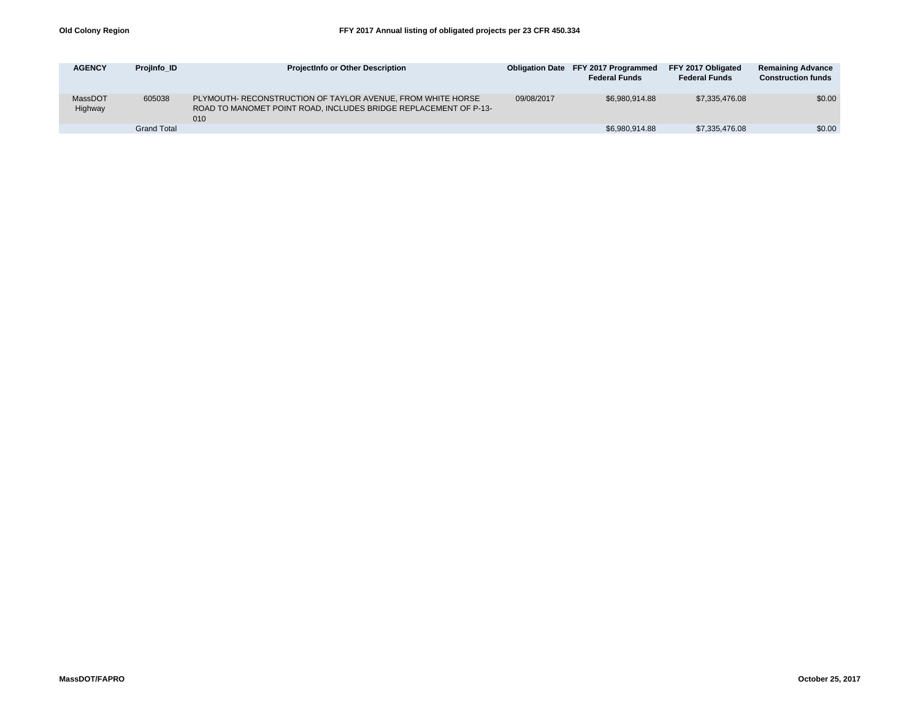**Old Colony Region**

**FFY 2017 Annual listing of obligated projects per 23 CFR 450.334**

| AGENCY | ProjInfo_ID | ProjectInfo or Other Description | Obligation Date | FFY 2017 Programmed Federal Funds | FFY 2017 Obligated Federal Funds | Remaining Advance Construction funds |
|---|---|---|---|---|---|---|
| MassDOT Highway | 605038 | PLYMOUTH- RECONSTRUCTION OF TAYLOR AVENUE, FROM WHITE HORSE ROAD TO MANOMET POINT ROAD, INCLUDES BRIDGE REPLACEMENT OF P-13-010 | 09/08/2017 | $6,980,914.88 | $7,335,476.08 | $0.00 |
| | Grand Total | | | $6,980,914.88 | $7,335,476.08 | $0.00 |

**MassDOT/FAPRO**

**October 25, 2017**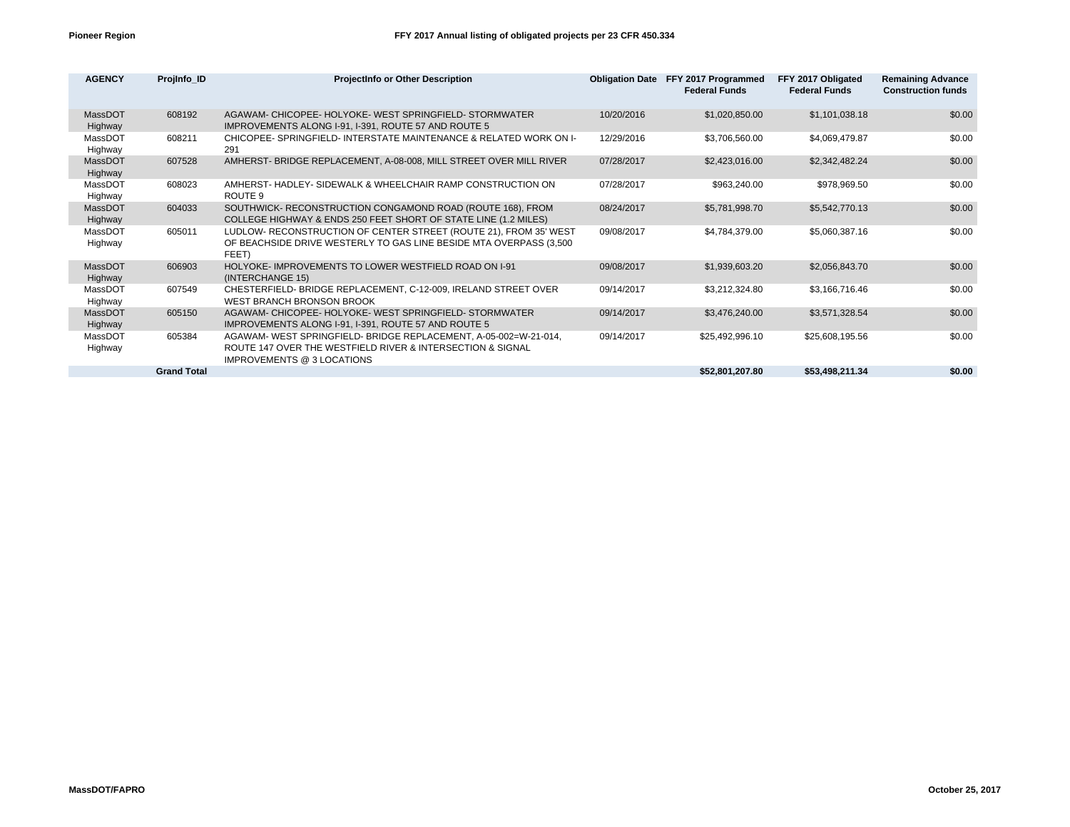**Pioneer Region** **FFY 2017 Annual listing of obligated projects per 23 CFR 450.334**

| AGENCY | ProjInfo_ID | ProjectInfo or Other Description | Obligation Date | FFY 2017 Programmed Federal Funds | FFY 2017 Obligated Federal Funds | Remaining Advance Construction funds |
|---|---|---|---|---|---|---|
| MassDOT Highway | 608192 | AGAWAM- CHICOPEE- HOLYOKE- WEST SPRINGFIELD- STORMWATER IMPROVEMENTS ALONG I-91, I-391, ROUTE 57 AND ROUTE 5 | 10/20/2016 | $1,020,850.00 | $1,101,038.18 | $0.00 |
| MassDOT Highway | 608211 | CHICOPEE- SPRINGFIELD- INTERSTATE MAINTENANCE & RELATED WORK ON I-291 | 12/29/2016 | $3,706,560.00 | $4,069,479.87 | $0.00 |
| MassDOT Highway | 607528 | AMHERST- BRIDGE REPLACEMENT, A-08-008, MILL STREET OVER MILL RIVER | 07/28/2017 | $2,423,016.00 | $2,342,482.24 | $0.00 |
| MassDOT Highway | 608023 | AMHERST- HADLEY- SIDEWALK & WHEELCHAIR RAMP CONSTRUCTION ON ROUTE 9 | 07/28/2017 | $963,240.00 | $978,969.50 | $0.00 |
| MassDOT Highway | 604033 | SOUTHWICK- RECONSTRUCTION CONGAMOND ROAD (ROUTE 168), FROM COLLEGE HIGHWAY & ENDS 250 FEET SHORT OF STATE LINE (1.2 MILES) | 08/24/2017 | $5,781,998.70 | $5,542,770.13 | $0.00 |
| MassDOT Highway | 605011 | LUDLOW- RECONSTRUCTION OF CENTER STREET (ROUTE 21), FROM 35' WEST OF BEACHSIDE DRIVE WESTERLY TO GAS LINE BESIDE MTA OVERPASS (3,500 FEET) | 09/08/2017 | $4,784,379.00 | $5,060,387.16 | $0.00 |
| MassDOT Highway | 606903 | HOLYOKE- IMPROVEMENTS TO LOWER WESTFIELD ROAD ON I-91 (INTERCHANGE 15) | 09/08/2017 | $1,939,603.20 | $2,056,843.70 | $0.00 |
| MassDOT Highway | 607549 | CHESTERFIELD- BRIDGE REPLACEMENT, C-12-009, IRELAND STREET OVER WEST BRANCH BRONSON BROOK | 09/14/2017 | $3,212,324.80 | $3,166,716.46 | $0.00 |
| MassDOT Highway | 605150 | AGAWAM- CHICOPEE- HOLYOKE- WEST SPRINGFIELD- STORMWATER IMPROVEMENTS ALONG I-91, I-391, ROUTE 57 AND ROUTE 5 | 09/14/2017 | $3,476,240.00 | $3,571,328.54 | $0.00 |
| MassDOT Highway | 605384 | AGAWAM- WEST SPRINGFIELD- BRIDGE REPLACEMENT, A-05-002=W-21-014, ROUTE 147 OVER THE WESTFIELD RIVER & INTERSECTION & SIGNAL IMPROVEMENTS @ 3 LOCATIONS | 09/14/2017 | $25,492,996.10 | $25,608,195.56 | $0.00 |
| | **Grand Total** | | | **$52,801,207.80** | **$53,498,211.34** | **$0.00** |

**MassDOT/FAPRO** **October 25, 2017**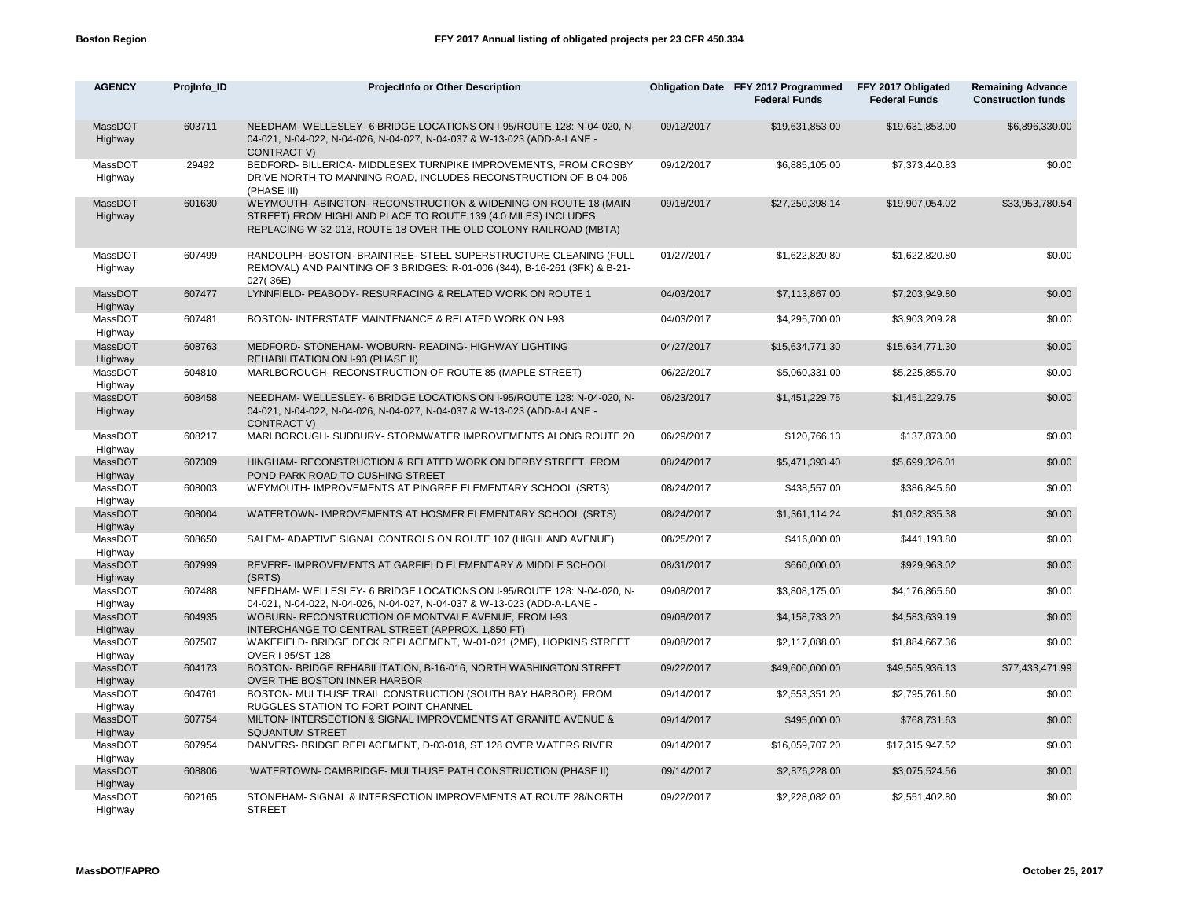| AGENCY | ProjInfo_ID | ProjectInfo or Other Description | Obligation Date | FFY 2017 Programmed Federal Funds | FFY 2017 Obligated Federal Funds | Remaining Advance Construction funds |
|---|---|---|---|---|---|---|
| MassDOT Highway | 603711 | NEEDHAM- WELLESLEY- 6 BRIDGE LOCATIONS ON I-95/ROUTE 128: N-04-020, N-04-021, N-04-022, N-04-026, N-04-027, N-04-037 & W-13-023 (ADD-A-LANE - CONTRACT V) | 09/12/2017 | $19,631,853.00 | $19,631,853.00 | $6,896,330.00 |
| MassDOT Highway | 29492 | BEDFORD- BILLERICA- MIDDLESEX TURNPIKE IMPROVEMENTS, FROM CROSBY DRIVE NORTH TO MANNING ROAD, INCLUDES RECONSTRUCTION OF B-04-006 (PHASE III) | 09/12/2017 | $6,885,105.00 | $7,373,440.83 | $0.00 |
| MassDOT Highway | 601630 | WEYMOUTH- ABINGTON- RECONSTRUCTION & WIDENING ON ROUTE 18 (MAIN STREET) FROM HIGHLAND PLACE TO ROUTE 139 (4.0 MILES) INCLUDES REPLACING W-32-013, ROUTE 18 OVER THE OLD COLONY RAILROAD (MBTA) | 09/18/2017 | $27,250,398.14 | $19,907,054.02 | $33,953,780.54 |
| MassDOT Highway | 607499 | RANDOLPH- BOSTON- BRAINTREE- STEEL SUPERSTRUCTURE CLEANING (FULL REMOVAL) AND PAINTING OF 3 BRIDGES: R-01-006 (344), B-16-261 (3FK) & B-21-027( 36E) | 01/27/2017 | $1,622,820.80 | $1,622,820.80 | $0.00 |
| MassDOT Highway | 607477 | LYNNFIELD- PEABODY- RESURFACING & RELATED WORK ON ROUTE 1 | 04/03/2017 | $7,113,867.00 | $7,203,949.80 | $0.00 |
| MassDOT Highway | 607481 | BOSTON- INTERSTATE MAINTENANCE & RELATED WORK ON I-93 | 04/03/2017 | $4,295,700.00 | $3,903,209.28 | $0.00 |
| MassDOT Highway | 608763 | MEDFORD- STONEHAM- WOBURN- READING- HIGHWAY LIGHTING REHABILITATION ON I-93 (PHASE II) | 04/27/2017 | $15,634,771.30 | $15,634,771.30 | $0.00 |
| MassDOT Highway | 604810 | MARLBOROUGH- RECONSTRUCTION OF ROUTE 85 (MAPLE STREET) | 06/22/2017 | $5,060,331.00 | $5,225,855.70 | $0.00 |
| MassDOT Highway | 608458 | NEEDHAM- WELLESLEY- 6 BRIDGE LOCATIONS ON I-95/ROUTE 128: N-04-020, N-04-021, N-04-022, N-04-026, N-04-027, N-04-037 & W-13-023 (ADD-A-LANE - CONTRACT V) | 06/23/2017 | $1,451,229.75 | $1,451,229.75 | $0.00 |
| MassDOT Highway | 608217 | MARLBOROUGH- SUDBURY- STORMWATER IMPROVEMENTS ALONG ROUTE 20 | 06/29/2017 | $120,766.13 | $137,873.00 | $0.00 |
| MassDOT Highway | 607309 | HINGHAM- RECONSTRUCTION & RELATED WORK ON DERBY STREET, FROM POND PARK ROAD TO CUSHING STREET | 08/24/2017 | $5,471,393.40 | $5,699,326.01 | $0.00 |
| MassDOT Highway | 608003 | WEYMOUTH- IMPROVEMENTS AT PINGREE ELEMENTARY SCHOOL (SRTS) | 08/24/2017 | $438,557.00 | $386,845.60 | $0.00 |
| MassDOT Highway | 608004 | WATERTOWN- IMPROVEMENTS AT HOSMER ELEMENTARY SCHOOL (SRTS) | 08/24/2017 | $1,361,114.24 | $1,032,835.38 | $0.00 |
| MassDOT Highway | 608650 | SALEM- ADAPTIVE SIGNAL CONTROLS ON ROUTE 107 (HIGHLAND AVENUE) | 08/25/2017 | $416,000.00 | $441,193.80 | $0.00 |
| MassDOT Highway | 607999 | REVERE- IMPROVEMENTS AT GARFIELD ELEMENTARY & MIDDLE SCHOOL (SRTS) | 08/31/2017 | $660,000.00 | $929,963.02 | $0.00 |
| MassDOT Highway | 607488 | NEEDHAM- WELLESLEY- 6 BRIDGE LOCATIONS ON I-95/ROUTE 128: N-04-020, N-04-021, N-04-022, N-04-026, N-04-027, N-04-037 & W-13-023 (ADD-A-LANE - | 09/08/2017 | $3,808,175.00 | $4,176,865.60 | $0.00 |
| MassDOT Highway | 604935 | WOBURN- RECONSTRUCTION OF MONTVALE AVENUE, FROM I-93 INTERCHANGE TO CENTRAL STREET (APPROX. 1,850 FT) | 09/08/2017 | $4,158,733.20 | $4,583,639.19 | $0.00 |
| MassDOT Highway | 607507 | WAKEFIELD- BRIDGE DECK REPLACEMENT, W-01-021 (2MF), HOPKINS STREET OVER I-95/ST 128 | 09/08/2017 | $2,117,088.00 | $1,884,667.36 | $0.00 |
| MassDOT Highway | 604173 | BOSTON- BRIDGE REHABILITATION, B-16-016, NORTH WASHINGTON STREET OVER THE BOSTON INNER HARBOR | 09/22/2017 | $49,600,000.00 | $49,565,936.13 | $77,433,471.99 |
| MassDOT Highway | 604761 | BOSTON- MULTI-USE TRAIL CONSTRUCTION (SOUTH BAY HARBOR), FROM RUGGLES STATION TO FORT POINT CHANNEL | 09/14/2017 | $2,553,351.20 | $2,795,761.60 | $0.00 |
| MassDOT Highway | 607754 | MILTON- INTERSECTION & SIGNAL IMPROVEMENTS AT GRANITE AVENUE & SQUANTUM STREET | 09/14/2017 | $495,000.00 | $768,731.63 | $0.00 |
| MassDOT Highway | 607954 | DANVERS- BRIDGE REPLACEMENT, D-03-018, ST 128 OVER WATERS RIVER | 09/14/2017 | $16,059,707.20 | $17,315,947.52 | $0.00 |
| MassDOT Highway | 608806 | WATERTOWN- CAMBRIDGE- MULTI-USE PATH CONSTRUCTION (PHASE II) | 09/14/2017 | $2,876,228.00 | $3,075,524.56 | $0.00 |
| MassDOT Highway | 602165 | STONEHAM- SIGNAL & INTERSECTION IMPROVEMENTS AT ROUTE 28/NORTH STREET | 09/22/2017 | $2,228,082.00 | $2,551,402.80 | $0.00 |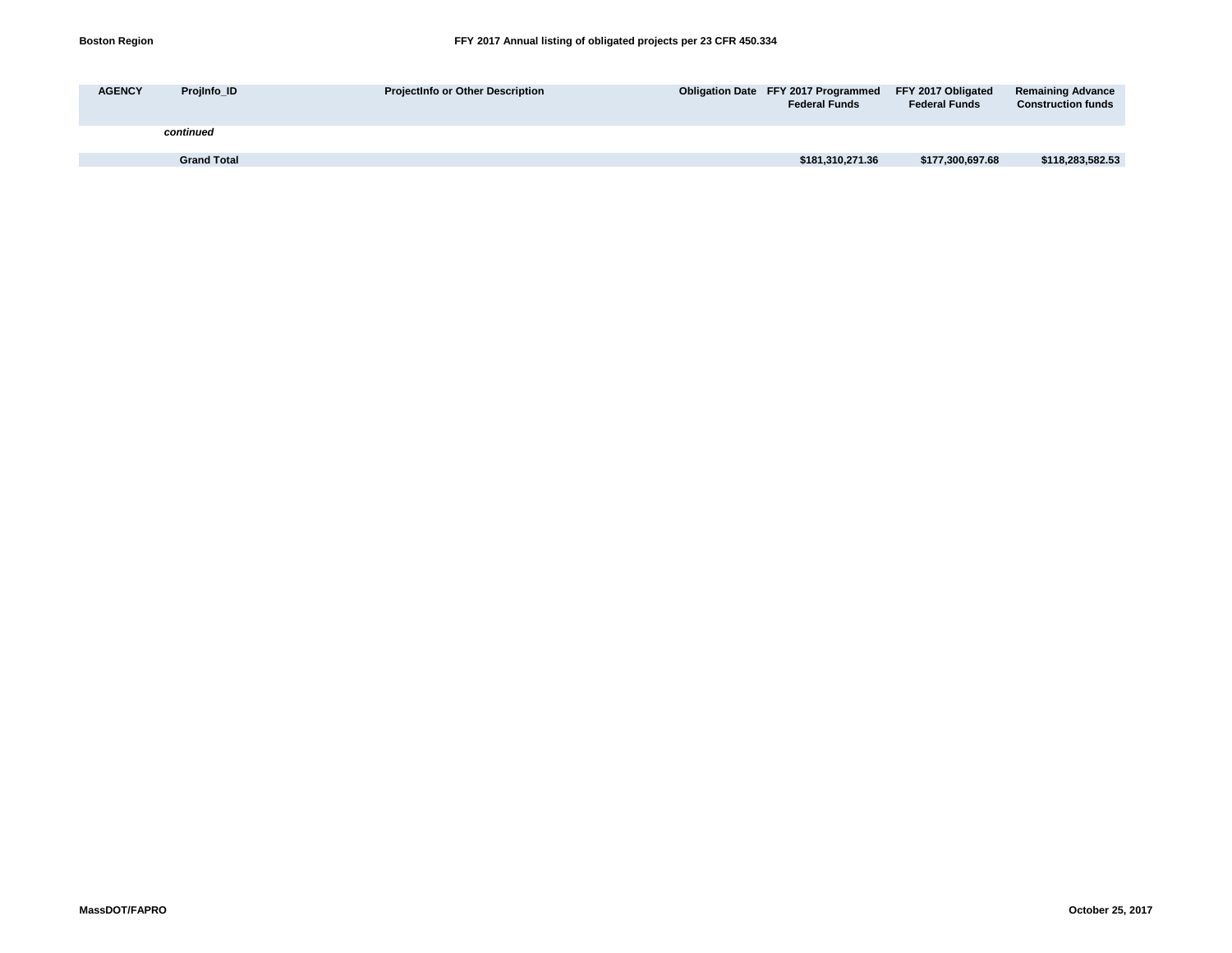| AGENCY | ProjInfo_ID | ProjectInfo or Other Description | Obligation Date | FFY 2017 Programmed Federal Funds | FFY 2017 Obligated Federal Funds | Remaining Advance Construction funds |
|---|---|---|---|---|---|---|
| | *continued* | | | | | |
| | **Grand Total** | | | **$181,310,271.36** | **$177,300,697.68** | **$118,283,582.53** |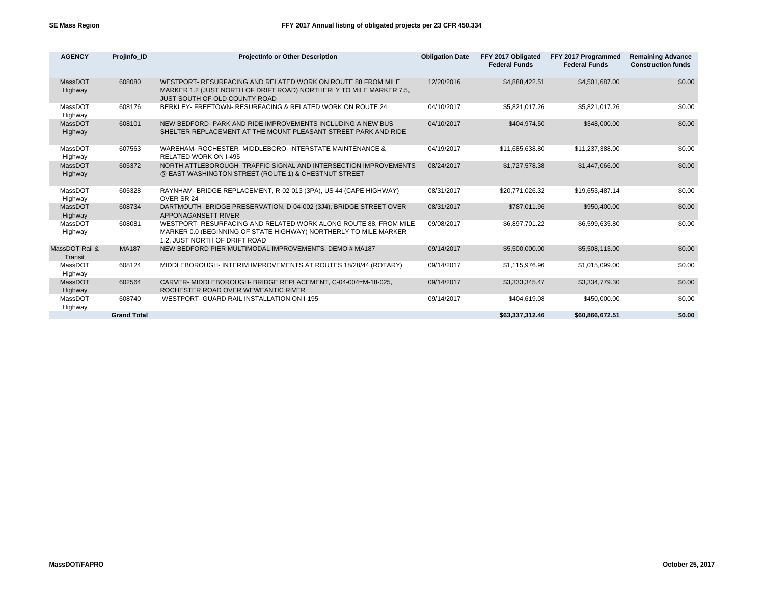| AGENCY | ProjInfo_ID | ProjectInfo or Other Description | Obligation Date | FFY 2017 Obligated Federal Funds | FFY 2017 Programmed Federal Funds | Remaining Advance Construction funds |
|---|---|---|---|---|---|---|
| MassDOT Highway | 608080 | WESTPORT- RESURFACING AND RELATED WORK ON ROUTE 88 FROM MILE MARKER 1.2 (JUST NORTH OF DRIFT ROAD) NORTHERLY TO MILE MARKER 7.5, JUST SOUTH OF OLD COUNTY ROAD | 12/20/2016 | $4,888,422.51 | $4,501,687.00 | $0.00 |
| MassDOT Highway | 608176 | BERKLEY- FREETOWN- RESURFACING & RELATED WORK ON ROUTE 24 | 04/10/2017 | $5,821,017.26 | $5,821,017.26 | $0.00 |
| MassDOT Highway | 608101 | NEW BEDFORD- PARK AND RIDE IMPROVEMENTS INCLUDING A NEW BUS SHELTER REPLACEMENT AT THE MOUNT PLEASANT STREET PARK AND RIDE | 04/10/2017 | $404,974.50 | $348,000.00 | $0.00 |
| MassDOT Highway | 607563 | WAREHAM- ROCHESTER- MIDDLEBORO- INTERSTATE MAINTENANCE & RELATED WORK ON I-495 | 04/19/2017 | $11,685,638.80 | $11,237,388.00 | $0.00 |
| MassDOT Highway | 605372 | NORTH ATTLEBOROUGH- TRAFFIC SIGNAL AND INTERSECTION IMPROVEMENTS @ EAST WASHINGTON STREET (ROUTE 1) & CHESTNUT STREET | 08/24/2017 | $1,727,578.38 | $1,447,066.00 | $0.00 |
| MassDOT Highway | 605328 | RAYNHAM- BRIDGE REPLACEMENT, R-02-013 (3PA), US 44 (CAPE HIGHWAY) OVER SR 24 | 08/31/2017 | $20,771,026.32 | $19,653,487.14 | $0.00 |
| MassDOT Highway | 608734 | DARTMOUTH- BRIDGE PRESERVATION, D-04-002 (3J4), BRIDGE STREET OVER APPONAGANSETT RIVER | 08/31/2017 | $787,011.96 | $950,400.00 | $0.00 |
| MassDOT Highway | 608081 | WESTPORT- RESURFACING AND RELATED WORK ALONG ROUTE 88, FROM MILE MARKER 0.0 (BEGINNING OF STATE HIGHWAY) NORTHERLY TO MILE MARKER 1.2, JUST NORTH OF DRIFT ROAD | 09/08/2017 | $6,897,701.22 | $6,599,635.80 | $0.00 |
| MassDOT Rail & Transit | MA187 | NEW BEDFORD PIER MULTIMODAL IMPROVEMENTS. DEMO # MA187 | 09/14/2017 | $5,500,000.00 | $5,508,113.00 | $0.00 |
| MassDOT Highway | 608124 | MIDDLEBOROUGH- INTERIM IMPROVEMENTS AT ROUTES 18/28/44 (ROTARY) | 09/14/2017 | $1,115,976.96 | $1,015,099.00 | $0.00 |
| MassDOT Highway | 602564 | CARVER- MIDDLEBOROUGH- BRIDGE REPLACEMENT, C-04-004=M-18-025, ROCHESTER ROAD OVER WEWEANTIC RIVER | 09/14/2017 | $3,333,345.47 | $3,334,779.30 | $0.00 |
| MassDOT Highway | 608740 | WESTPORT- GUARD RAIL INSTALLATION ON I-195 | 09/14/2017 | $404,619.08 | $450,000.00 | $0.00 |
| | **Grand Total** | | | **$63,337,312.46** | **$60,866,672.51** | **$0.00** |